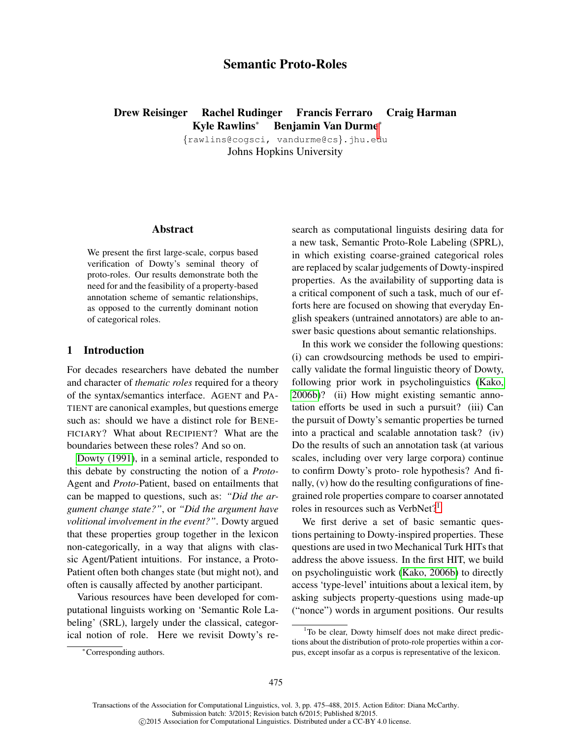# Semantic Proto-Roles

**Drew Reisinger Rachel Rudinger Francis Ferraro Craig Harman Kyle Rawlins* Benjamin Van Durme***

{rawlins@cogsci, vandurme@cs}.jhu.edu
Johns Hopkins University

## Abstract

We present the first large-scale, corpus based verification of Dowty's seminal theory of proto-roles. Our results demonstrate both the need for and the feasibility of a property-based annotation scheme of semantic relationships, as opposed to the currently dominant notion of categorical roles.

## 1 Introduction

For decades researchers have debated the number and character of *thematic roles* required for a theory of the syntax/semantics interface. AGENT and PATIENT are canonical examples, but questions emerge such as: should we have a distinct role for BENEFICIARY? What about RECIPIENT? What are the boundaries between these roles? And so on.

Dowty (1991), in a seminal article, responded to this debate by constructing the notion of a *Proto*-Agent and *Proto*-Patient, based on entailments that can be mapped to questions, such as: *"Did the argument change state?"*, or *"Did the argument have volitional involvement in the event?"*. Dowty argued that these properties group together in the lexicon non-categorically, in a way that aligns with classic Agent/Patient intuitions. For instance, a Proto-Patient often both changes state (but might not), and often is causally affected by another participant.

Various resources have been developed for computational linguists working on 'Semantic Role Labeling' (SRL), largely under the classical, categorical notion of role. Here we revisit Dowty's research as computational linguists desiring data for a new task, Semantic Proto-Role Labeling (SPRL), in which existing coarse-grained categorical roles are replaced by scalar judgements of Dowty-inspired properties. As the availability of supporting data is a critical component of such a task, much of our efforts here are focused on showing that everyday English speakers (untrained annotators) are able to answer basic questions about semantic relationships.

In this work we consider the following questions: (i) can crowdsourcing methods be used to empirically validate the formal linguistic theory of Dowty, following prior work in psycholinguistics (Kako, 2006b)? (ii) How might existing semantic annotation efforts be used in such a pursuit? (iii) Can the pursuit of Dowty's semantic properties be turned into a practical and scalable annotation task? (iv) Do the results of such an annotation task (at various scales, including over very large corpora) continue to confirm Dowty's proto- role hypothesis? And finally, (v) how do the resulting configurations of fine-grained role properties compare to coarser annotated roles in resources such as VerbNet?[1]

We first derive a set of basic semantic questions pertaining to Dowty-inspired properties. These questions are used in two Mechanical Turk HITs that address the above issuess. In the first HIT, we build on psycholinguistic work (Kako, 2006b) to directly access 'type-level' intuitions about a lexical item, by asking subjects property-questions using made-up ("nonce") words in argument positions. Our results

*Corresponding authors.

[1] To be clear, Dowty himself does not make direct predictions about the distribution of proto-role properties within a corpus, except insofar as a corpus is representative of the lexicon.

Transactions of the Association for Computational Linguistics, vol. 3, pp. 475–488, 2015. Action Editor: Diana McCarthy.
Submission batch: 3/2015; Revision batch 6/2015; Published 8/2015.
©2015 Association for Computational Linguistics. Distributed under a CC-BY 4.0 license.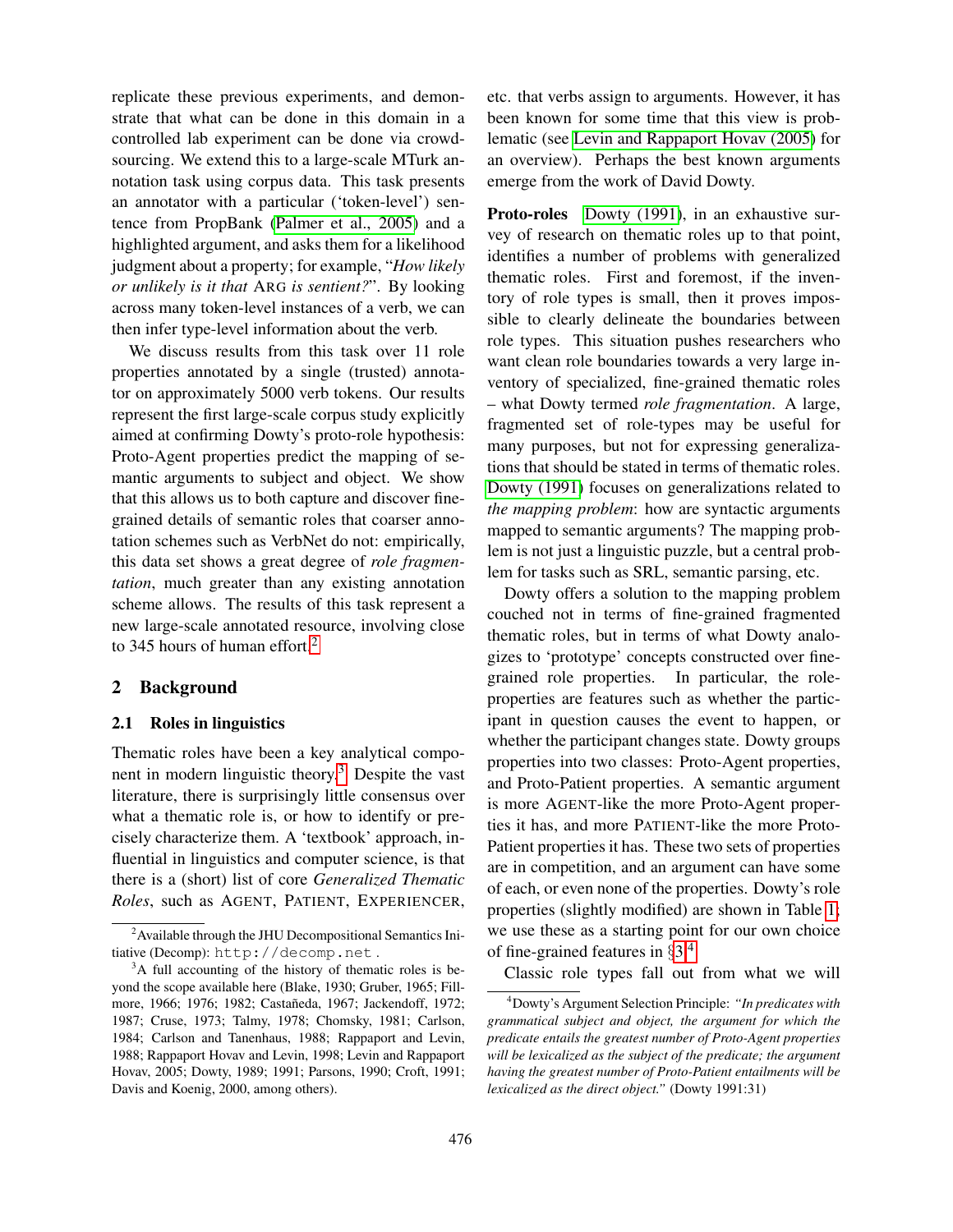replicate these previous experiments, and demonstrate that what can be done in this domain in a controlled lab experiment can be done via crowdsourcing. We extend this to a large-scale MTurk annotation task using corpus data. This task presents an annotator with a particular ('token-level') sentence from PropBank (Palmer et al., 2005) and a highlighted argument, and asks them for a likelihood judgment about a property; for example, "*How likely or unlikely is it that* ARG *is sentient?*". By looking across many token-level instances of a verb, we can then infer type-level information about the verb.

We discuss results from this task over 11 role properties annotated by a single (trusted) annotator on approximately 5000 verb tokens. Our results represent the first large-scale corpus study explicitly aimed at confirming Dowty's proto-role hypothesis: Proto-Agent properties predict the mapping of semantic arguments to subject and object. We show that this allows us to both capture and discover fine-grained details of semantic roles that coarser annotation schemes such as VerbNet do not: empirically, this data set shows a great degree of *role fragmentation*, much greater than any existing annotation scheme allows. The results of this task represent a new large-scale annotated resource, involving close to 345 hours of human effort.[2]

## 2 Background

### 2.1 Roles in linguistics

Thematic roles have been a key analytical component in modern linguistic theory.[3] Despite the vast literature, there is surprisingly little consensus over what a thematic role is, or how to identify or precisely characterize them. A 'textbook' approach, influential in linguistics and computer science, is that there is a (short) list of core *Generalized Thematic Roles*, such as AGENT, PATIENT, EXPERIENCER, etc. that verbs assign to arguments. However, it has been known for some time that this view is problematic (see Levin and Rappaport Hovav (2005) for an overview). Perhaps the best known arguments emerge from the work of David Dowty.

**Proto-roles** Dowty (1991), in an exhaustive survey of research on thematic roles up to that point, identifies a number of problems with generalized thematic roles. First and foremost, if the inventory of role types is small, then it proves impossible to clearly delineate the boundaries between role types. This situation pushes researchers who want clean role boundaries towards a very large inventory of specialized, fine-grained thematic roles – what Dowty termed *role fragmentation*. A large, fragmented set of role-types may be useful for many purposes, but not for expressing generalizations that should be stated in terms of thematic roles. Dowty (1991) focuses on generalizations related to *the mapping problem*: how are syntactic arguments mapped to semantic arguments? The mapping problem is not just a linguistic puzzle, but a central problem for tasks such as SRL, semantic parsing, etc.

Dowty offers a solution to the mapping problem couched not in terms of fine-grained fragmented thematic roles, but in terms of what Dowty analogizes to 'prototype' concepts constructed over fine-grained role properties. In particular, the role-properties are features such as whether the participant in question causes the event to happen, or whether the participant changes state. Dowty groups properties into two classes: Proto-Agent properties, and Proto-Patient properties. A semantic argument is more AGENT-like the more Proto-Agent properties it has, and more PATIENT-like the more Proto-Patient properties it has. These two sets of properties are in competition, and an argument can have some of each, or even none of the properties. Dowty's role properties (slightly modified) are shown in Table 1; we use these as a starting point for our own choice of fine-grained features in §3.[4]

Classic role types fall out from what we will

[2] Available through the JHU Decompositional Semantics Initiative (Decomp): `http://decomp.net`.

[3] A full accounting of the history of thematic roles is beyond the scope available here (Blake, 1930; Gruber, 1965; Fillmore, 1966; 1976; 1982; Castañeda, 1967; Jackendoff, 1972; 1987; Cruse, 1973; Talmy, 1978; Chomsky, 1981; Carlson, 1984; Carlson and Tanenhaus, 1988; Rappaport and Levin, 1988; Rappaport Hovav and Levin, 1998; Levin and Rappaport Hovav, 2005; Dowty, 1989; 1991; Parsons, 1990; Croft, 1991; Davis and Koenig, 2000, among others).

[4] Dowty's Argument Selection Principle: *"In predicates with grammatical subject and object, the argument for which the predicate entails the greatest number of Proto-Agent properties will be lexicalized as the subject of the predicate; the argument having the greatest number of Proto-Patient entailments will be lexicalized as the direct object."* (Dowty 1991:31)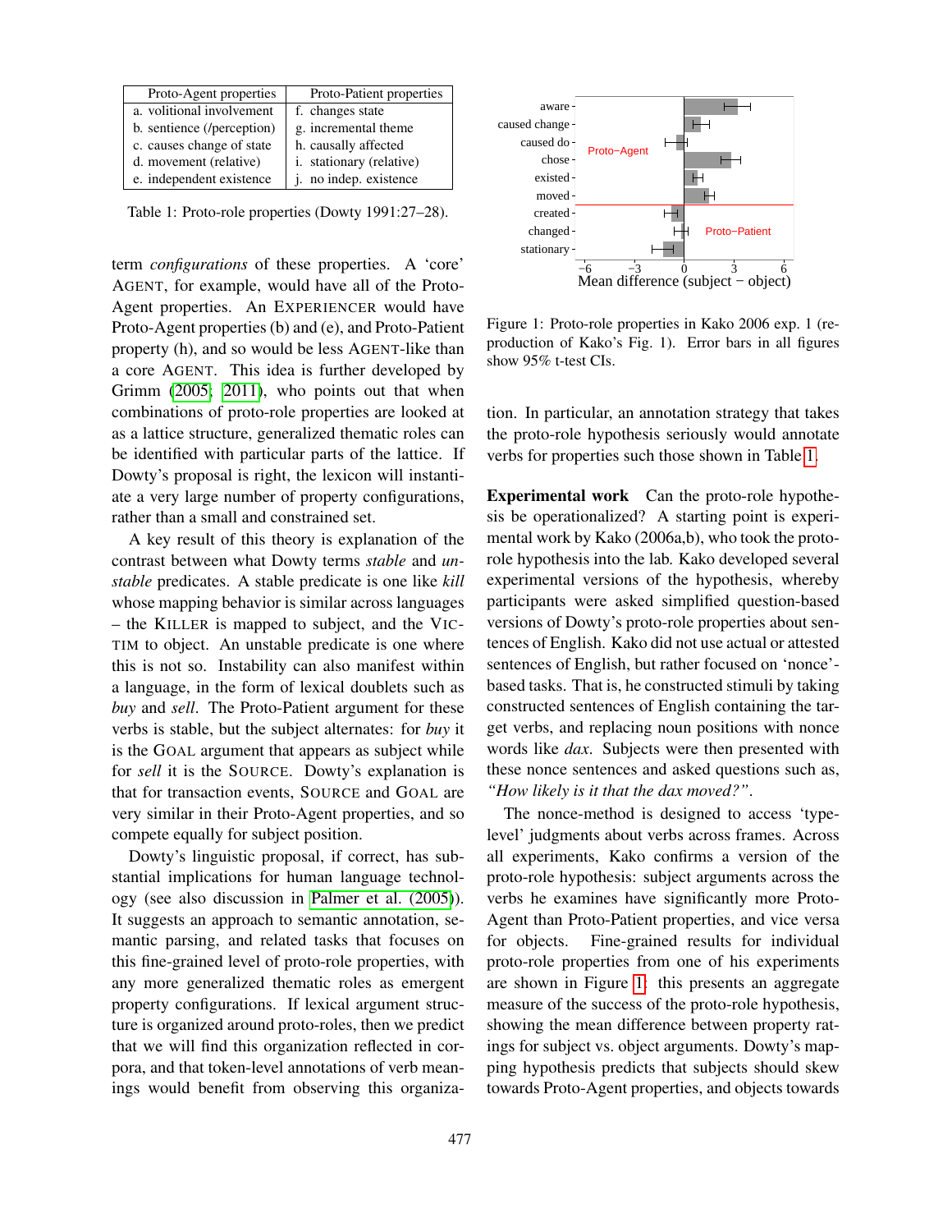| Proto-Agent properties | Proto-Patient properties |
|---|---|
| a. volitional involvement | f. changes state |
| b. sentience (/perception) | g. incremental theme |
| c. causes change of state | h. causally affected |
| d. movement (relative) | i. stationary (relative) |
| e. independent existence | j. no indep. existence |

Table 1: Proto-role properties (Dowty 1991:27–28).

term *configurations* of these properties. A 'core' AGENT, for example, would have all of the Proto-Agent properties. An EXPERIENCER would have Proto-Agent properties (b) and (e), and Proto-Patient property (h), and so would be less AGENT-like than a core AGENT. This idea is further developed by Grimm (2005; 2011), who points out that when combinations of proto-role properties are looked at as a lattice structure, generalized thematic roles can be identified with particular parts of the lattice. If Dowty's proposal is right, the lexicon will instantiate a very large number of property configurations, rather than a small and constrained set.

A key result of this theory is explanation of the contrast between what Dowty terms *stable* and *unstable* predicates. A stable predicate is one like *kill* whose mapping behavior is similar across languages – the KILLER is mapped to subject, and the VICTIM to object. An unstable predicate is one where this is not so. Instability can also manifest within a language, in the form of lexical doublets such as *buy* and *sell*. The Proto-Patient argument for these verbs is stable, but the subject alternates: for *buy* it is the GOAL argument that appears as subject while for *sell* it is the SOURCE. Dowty's explanation is that for transaction events, SOURCE and GOAL are very similar in their Proto-Agent properties, and so compete equally for subject position.

Dowty's linguistic proposal, if correct, has substantial implications for human language technology (see also discussion in Palmer et al. (2005)). It suggests an approach to semantic annotation, semantic parsing, and related tasks that focuses on this fine-grained level of proto-role properties, with any more generalized thematic roles as emergent property configurations. If lexical argument structure is organized around proto-roles, then we predict that we will find this organization reflected in corpora, and that token-level annotations of verb meanings would benefit from observing this organization. In particular, an annotation strategy that takes the proto-role hypothesis seriously would annotate verbs for properties such those shown in Table 1.

Figure 1: Proto-role properties in Kako 2006 exp. 1 (reproduction of Kako's Fig. 1). Error bars in all figures show 95% t-test CIs.

**Experimental work** Can the proto-role hypothesis be operationalized? A starting point is experimental work by Kako (2006a,b), who took the proto-role hypothesis into the lab. Kako developed several experimental versions of the hypothesis, whereby participants were asked simplified question-based versions of Dowty's proto-role properties about sentences of English. Kako did not use actual or attested sentences of English, but rather focused on 'nonce'-based tasks. That is, he constructed stimuli by taking constructed sentences of English containing the target verbs, and replacing noun positions with nonce words like *dax*. Subjects were then presented with these nonce sentences and asked questions such as, *"How likely is it that the dax moved?"*.

The nonce-method is designed to access 'type-level' judgments about verbs across frames. Across all experiments, Kako confirms a version of the proto-role hypothesis: subject arguments across the verbs he examines have significantly more Proto-Agent than Proto-Patient properties, and vice versa for objects. Fine-grained results for individual proto-role properties from one of his experiments are shown in Figure 1; this presents an aggregate measure of the success of the proto-role hypothesis, showing the mean difference between property ratings for subject vs. object arguments. Dowty's mapping hypothesis predicts that subjects should skew towards Proto-Agent properties, and objects towards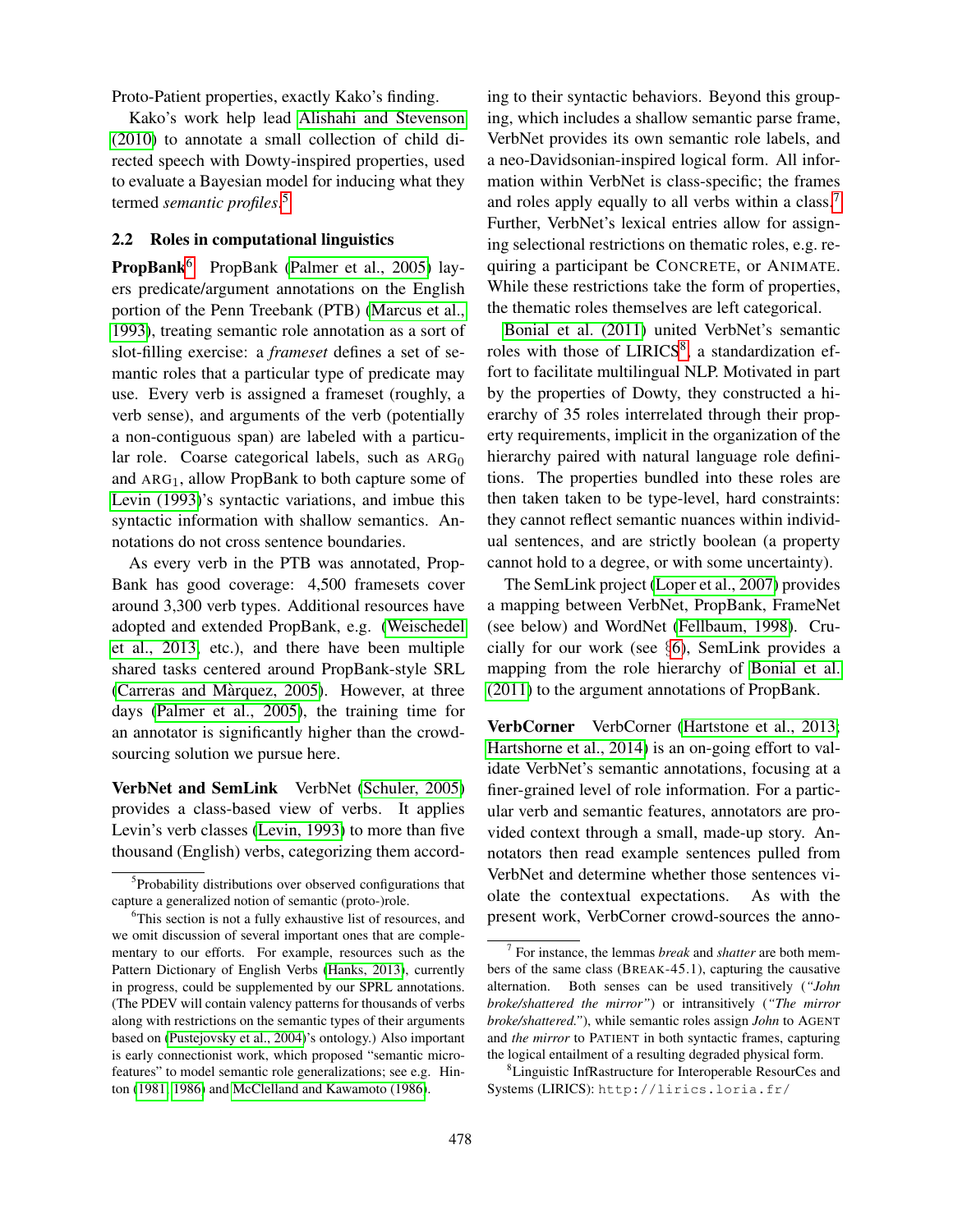Proto-Patient properties, exactly Kako's finding.

Kako's work help lead Alishahi and Stevenson (2010) to annotate a small collection of child directed speech with Dowty-inspired properties, used to evaluate a Bayesian model for inducing what they termed *semantic profiles*.[5]

### 2.2 Roles in computational linguistics

**PropBank**[6] PropBank (Palmer et al., 2005) layers predicate/argument annotations on the English portion of the Penn Treebank (PTB) (Marcus et al., 1993), treating semantic role annotation as a sort of slot-filling exercise: a *frameset* defines a set of semantic roles that a particular type of predicate may use. Every verb is assigned a frameset (roughly, a verb sense), and arguments of the verb (potentially a non-contiguous span) are labeled with a particular role. Coarse categorical labels, such as $\text{ARG}_0$ and $\text{ARG}_1$, allow PropBank to both capture some of Levin (1993)'s syntactic variations, and imbue this syntactic information with shallow semantics. Annotations do not cross sentence boundaries.

As every verb in the PTB was annotated, PropBank has good coverage: 4,500 framesets cover around 3,300 verb types. Additional resources have adopted and extended PropBank, e.g. (Weischedel et al., 2013, etc.), and there have been multiple shared tasks centered around PropBank-style SRL (Carreras and Màrquez, 2005). However, at three days (Palmer et al., 2005), the training time for an annotator is significantly higher than the crowd-sourcing solution we pursue here.

**VerbNet and SemLink** VerbNet (Schuler, 2005) provides a class-based view of verbs. It applies Levin's verb classes (Levin, 1993) to more than five thousand (English) verbs, categorizing them according to their syntactic behaviors. Beyond this grouping, which includes a shallow semantic parse frame, VerbNet provides its own semantic role labels, and a neo-Davidsonian-inspired logical form. All information within VerbNet is class-specific; the frames and roles apply equally to all verbs within a class.[7] Further, VerbNet's lexical entries allow for assigning selectional restrictions on thematic roles, e.g. requiring a participant be CONCRETE, or ANIMATE. While these restrictions take the form of properties, the thematic roles themselves are left categorical.

Bonial et al. (2011) united VerbNet's semantic roles with those of LIRICS[8], a standardization effort to facilitate multilingual NLP. Motivated in part by the properties of Dowty, they constructed a hierarchy of 35 roles interrelated through their property requirements, implicit in the organization of the hierarchy paired with natural language role definitions. The properties bundled into these roles are then taken taken to be type-level, hard constraints: they cannot reflect semantic nuances within individual sentences, and are strictly boolean (a property cannot hold to a degree, or with some uncertainty).

The SemLink project (Loper et al., 2007) provides a mapping between VerbNet, PropBank, FrameNet (see below) and WordNet (Fellbaum, 1998). Crucially for our work (see §6), SemLink provides a mapping from the role hierarchy of Bonial et al. (2011) to the argument annotations of PropBank.

**VerbCorner** VerbCorner (Hartstone et al., 2013; Hartshorne et al., 2014) is an on-going effort to validate VerbNet's semantic annotations, focusing at a finer-grained level of role information. For a particular verb and semantic features, annotators are provided context through a small, made-up story. Annotators then read example sentences pulled from VerbNet and determine whether those sentences violate the contextual expectations. As with the present work, VerbCorner crowd-sources the anno-

---

[5] Probability distributions over observed configurations that capture a generalized notion of semantic (proto-)role.

[6] This section is not a fully exhaustive list of resources, and we omit discussion of several important ones that are complementary to our efforts. For example, resources such as the Pattern Dictionary of English Verbs (Hanks, 2013), currently in progress, could be supplemented by our SPRL annotations. (The PDEV will contain valency patterns for thousands of verbs along with restrictions on the semantic types of their arguments based on (Pustejovsky et al., 2004)'s ontology.) Also important is early connectionist work, which proposed "semantic microfeatures" to model semantic role generalizations; see e.g. Hinton (1981; 1986) and McClelland and Kawamoto (1986).

[7] For instance, the lemmas *break* and *shatter* are both members of the same class (BREAK-45.1), capturing the causative alternation. Both senses can be used transitively (*"John broke/shattered the mirror"*) or intransitively (*"The mirror broke/shattered."*), while semantic roles assign *John* to AGENT and *the mirror* to PATIENT in both syntactic frames, capturing the logical entailment of a resulting degraded physical form.

[8] Linguistic InfRastructure for Interoperable ResourCes and Systems (LIRICS): `http://lirics.loria.fr/`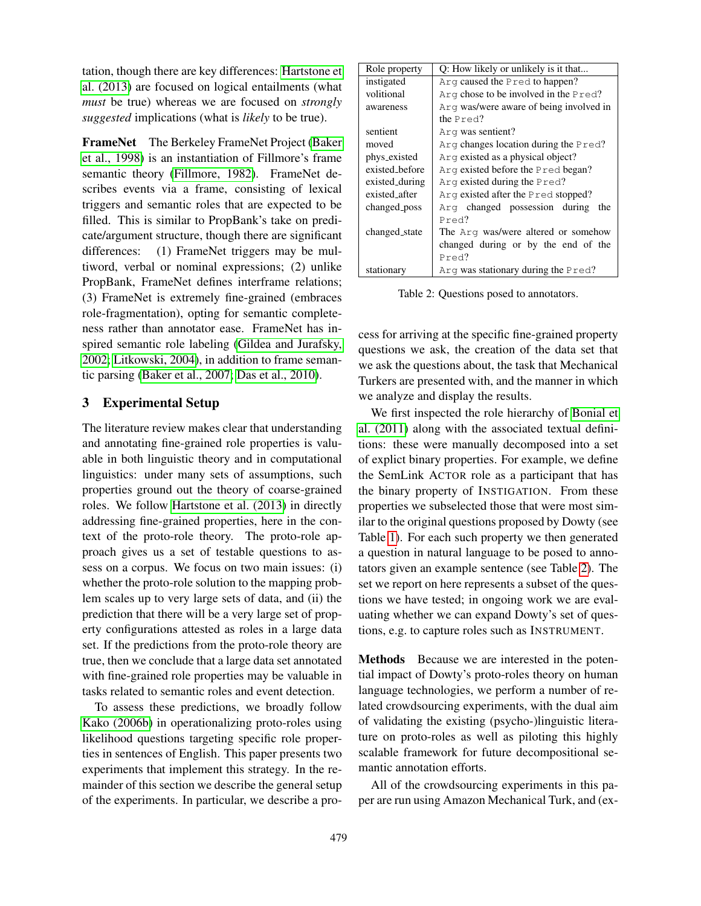tation, though there are key differences: Hartstone et al. (2013) are focused on logical entailments (what *must* be true) whereas we are focused on *strongly suggested* implications (what is *likely* to be true).

**FrameNet** The Berkeley FrameNet Project (Baker et al., 1998) is an instantiation of Fillmore's frame semantic theory (Fillmore, 1982). FrameNet describes events via a frame, consisting of lexical triggers and semantic roles that are expected to be filled. This is similar to PropBank's take on predicate/argument structure, though there are significant differences: (1) FrameNet triggers may be multiword, verbal or nominal expressions; (2) unlike PropBank, FrameNet defines interframe relations; (3) FrameNet is extremely fine-grained (embraces role-fragmentation), opting for semantic completeness rather than annotator ease. FrameNet has inspired semantic role labeling (Gildea and Jurafsky, 2002; Litkowski, 2004), in addition to frame semantic parsing (Baker et al., 2007; Das et al., 2010).

## 3 Experimental Setup

The literature review makes clear that understanding and annotating fine-grained role properties is valuable in both linguistic theory and in computational linguistics: under many sets of assumptions, such properties ground out the theory of coarse-grained roles. We follow Hartstone et al. (2013) in directly addressing fine-grained properties, here in the context of the proto-role theory. The proto-role approach gives us a set of testable questions to assess on a corpus. We focus on two main issues: (i) whether the proto-role solution to the mapping problem scales up to very large sets of data, and (ii) the prediction that there will be a very large set of property configurations attested as roles in a large data set. If the predictions from the proto-role theory are true, then we conclude that a large data set annotated with fine-grained role properties may be valuable in tasks related to semantic roles and event detection.

To assess these predictions, we broadly follow Kako (2006b) in operationalizing proto-roles using likelihood questions targeting specific role properties in sentences of English. This paper presents two experiments that implement this strategy. In the remainder of this section we describe the general setup of the experiments. In particular, we describe a process for arriving at the specific fine-grained property questions we ask, the creation of the data set that we ask the questions about, the task that Mechanical Turkers are presented with, and the manner in which we analyze and display the results.

| Role property | Q: How likely or unlikely is it that... |
|---|---|
| instigated | Arg caused the Pred to happen? |
| volitional | Arg chose to be involved in the Pred? |
| awareness | Arg was/were aware of being involved in the Pred? |
| sentient | Arg was sentient? |
| moved | Arg changes location during the Pred? |
| phys_existed | Arg existed as a physical object? |
| existed_before | Arg existed before the Pred began? |
| existed_during | Arg existed during the Pred? |
| existed_after | Arg existed after the Pred stopped? |
| changed_poss | Arg changed possession during the Pred? |
| changed_state | The Arg was/were altered or somehow changed during or by the end of the Pred? |
| stationary | Arg was stationary during the Pred? |

Table 2: Questions posed to annotators.

We first inspected the role hierarchy of Bonial et al. (2011) along with the associated textual definitions: these were manually decomposed into a set of explict binary properties. For example, we define the SemLink ACTOR role as a participant that has the binary property of INSTIGATION. From these properties we subselected those that were most similar to the original questions proposed by Dowty (see Table 1). For each such property we then generated a question in natural language to be posed to annotators given an example sentence (see Table 2). The set we report on here represents a subset of the questions we have tested; in ongoing work we are evaluating whether we can expand Dowty's set of questions, e.g. to capture roles such as INSTRUMENT.

**Methods** Because we are interested in the potential impact of Dowty's proto-roles theory on human language technologies, we perform a number of related crowdsourcing experiments, with the dual aim of validating the existing (psycho-)linguistic literature on proto-roles as well as piloting this highly scalable framework for future decompositional semantic annotation efforts.

All of the crowdsourcing experiments in this paper are run using Amazon Mechanical Turk, and (ex-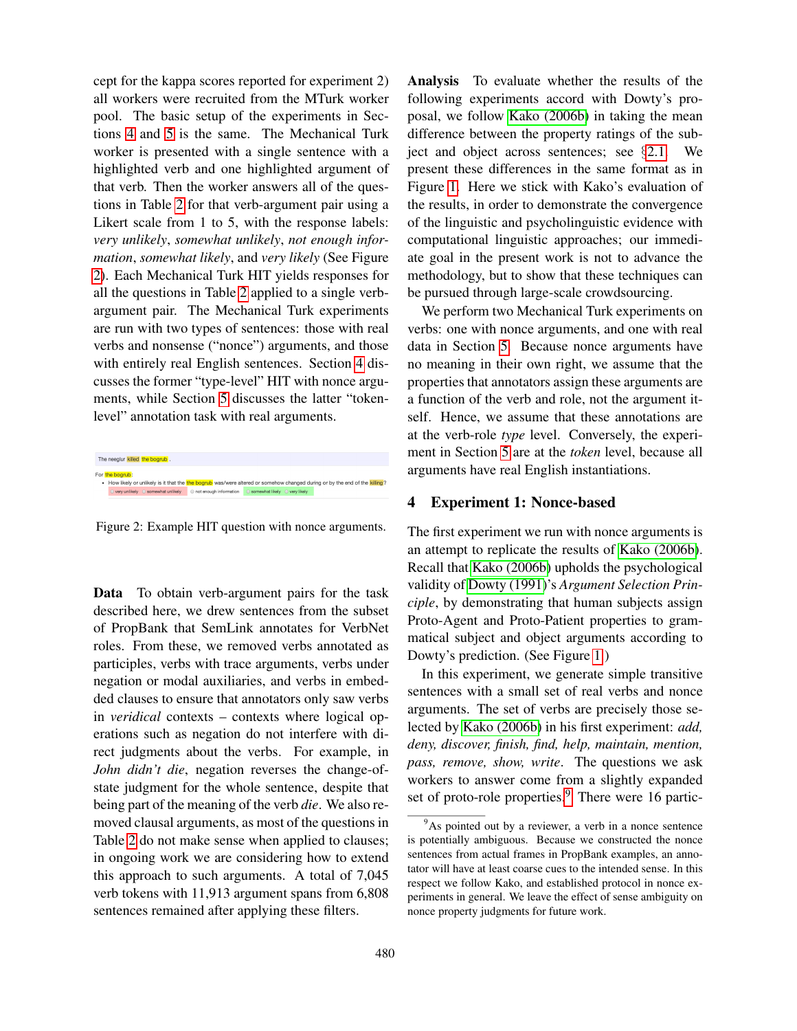cept for the kappa scores reported for experiment 2) all workers were recruited from the MTurk worker pool. The basic setup of the experiments in Sections 4 and 5 is the same. The Mechanical Turk worker is presented with a single sentence with a highlighted verb and one highlighted argument of that verb. Then the worker answers all of the questions in Table 2 for that verb-argument pair using a Likert scale from 1 to 5, with the response labels: *very unlikely*, *somewhat unlikely*, *not enough information*, *somewhat likely*, and *very likely* (See Figure 2). Each Mechanical Turk HIT yields responses for all the questions in Table 2 applied to a single verb-argument pair. The Mechanical Turk experiments are run with two types of sentences: those with real verbs and nonsense ("nonce") arguments, and those with entirely real English sentences. Section 4 discusses the former "type-level" HIT with nonce arguments, while Section 5 discusses the latter "token-level" annotation task with real arguments.

The neeglur killed the bogrub .

For the bogrub:

- How likely or unlikely is it that the the bogrub was/were altered or somehow changed during or by the end of the killing?
  very unlikely | somewhat unlikely | not enough information | somewhat likely | very likely

Figure 2: Example HIT question with nonce arguments.

**Data** To obtain verb-argument pairs for the task described here, we drew sentences from the subset of PropBank that SemLink annotates for VerbNet roles. From these, we removed verbs annotated as participles, verbs with trace arguments, verbs under negation or modal auxiliaries, and verbs in embedded clauses to ensure that annotators only saw verbs in *veridical* contexts – contexts where logical operations such as negation do not interfere with direct judgments about the verbs. For example, in *John didn't die*, negation reverses the change-of-state judgment for the whole sentence, despite that being part of the meaning of the verb *die*. We also removed clausal arguments, as most of the questions in Table 2 do not make sense when applied to clauses; in ongoing work we are considering how to extend this approach to such arguments. A total of 7,045 verb tokens with 11,913 argument spans from 6,808 sentences remained after applying these filters.

**Analysis** To evaluate whether the results of the following experiments accord with Dowty's proposal, we follow Kako (2006b) in taking the mean difference between the property ratings of the subject and object across sentences; see §2.1. We present these differences in the same format as in Figure 1. Here we stick with Kako's evaluation of the results, in order to demonstrate the convergence of the linguistic and psycholinguistic evidence with computational linguistic approaches; our immediate goal in the present work is not to advance the methodology, but to show that these techniques can be pursued through large-scale crowdsourcing.

We perform two Mechanical Turk experiments on verbs: one with nonce arguments, and one with real data in Section 5. Because nonce arguments have no meaning in their own right, we assume that the properties that annotators assign these arguments are a function of the verb and role, not the argument itself. Hence, we assume that these annotations are at the verb-role *type* level. Conversely, the experiment in Section 5 are at the *token* level, because all arguments have real English instantiations.

## 4 Experiment 1: Nonce-based

The first experiment we run with nonce arguments is an attempt to replicate the results of Kako (2006b). Recall that Kako (2006b) upholds the psychological validity of Dowty (1991)'s *Argument Selection Principle*, by demonstrating that human subjects assign Proto-Agent and Proto-Patient properties to grammatical subject and object arguments according to Dowty's prediction. (See Figure 1)

In this experiment, we generate simple transitive sentences with a small set of real verbs and nonce arguments. The set of verbs are precisely those selected by Kako (2006b) in his first experiment: *add, deny, discover, finish, find, help, maintain, mention, pass, remove, show, write*. The questions we ask workers to answer come from a slightly expanded set of proto-role properties.[9] There were 16 partic-

[9] As pointed out by a reviewer, a verb in a nonce sentence is potentially ambiguous. Because we constructed the nonce sentences from actual frames in PropBank examples, an annotator will have at least coarse cues to the intended sense. In this respect we follow Kako, and established protocol in nonce experiments in general. We leave the effect of sense ambiguity on nonce property judgments for future work.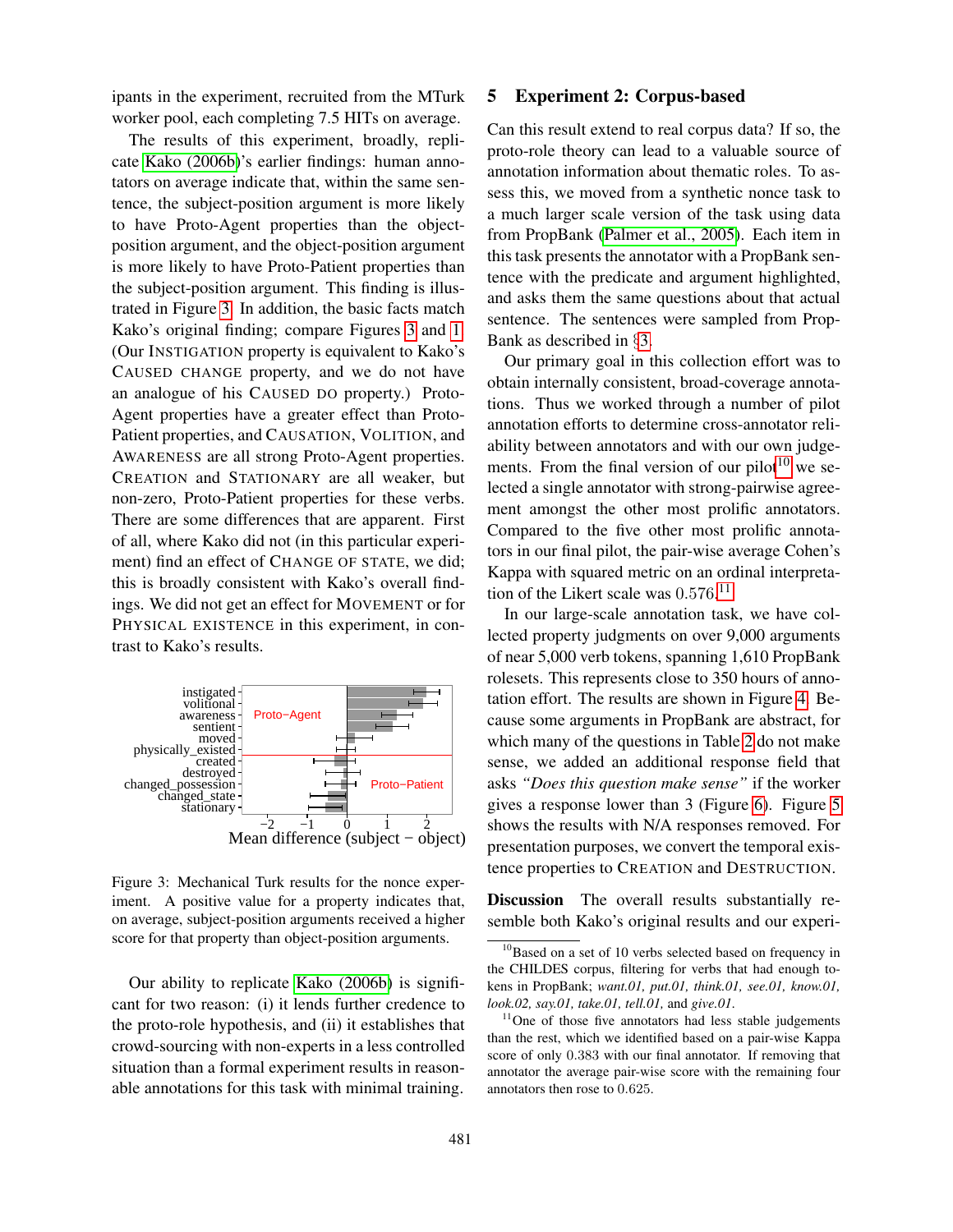ipants in the experiment, recruited from the MTurk worker pool, each completing 7.5 HITs on average.

The results of this experiment, broadly, replicate Kako (2006b)'s earlier findings: human annotators on average indicate that, within the same sentence, the subject-position argument is more likely to have Proto-Agent properties than the object-position argument, and the object-position argument is more likely to have Proto-Patient properties than the subject-position argument. This finding is illustrated in Figure 3. In addition, the basic facts match Kako's original finding; compare Figures 3 and 1. (Our INSTIGATION property is equivalent to Kako's CAUSED CHANGE property, and we do not have an analogue of his CAUSED DO property.) Proto-Agent properties have a greater effect than Proto-Patient properties, and CAUSATION, VOLITION, and AWARENESS are all strong Proto-Agent properties. CREATION and STATIONARY are all weaker, but non-zero, Proto-Patient properties for these verbs. There are some differences that are apparent. First of all, where Kako did not (in this particular experiment) find an effect of CHANGE OF STATE, we did; this is broadly consistent with Kako's overall findings. We did not get an effect for MOVEMENT or for PHYSICAL EXISTENCE in this experiment, in contrast to Kako's results.

Figure 3: Mechanical Turk results for the nonce experiment. A positive value for a property indicates that, on average, subject-position arguments received a higher score for that property than object-position arguments.

Our ability to replicate Kako (2006b) is significant for two reason: (i) it lends further credence to the proto-role hypothesis, and (ii) it establishes that crowd-sourcing with non-experts in a less controlled situation than a formal experiment results in reasonable annotations for this task with minimal training.

## 5 Experiment 2: Corpus-based

Can this result extend to real corpus data? If so, the proto-role theory can lead to a valuable source of annotation information about thematic roles. To assess this, we moved from a synthetic nonce task to a much larger scale version of the task using data from PropBank (Palmer et al., 2005). Each item in this task presents the annotator with a PropBank sentence with the predicate and argument highlighted, and asks them the same questions about that actual sentence. The sentences were sampled from PropBank as described in §3.

Our primary goal in this collection effort was to obtain internally consistent, broad-coverage annotations. Thus we worked through a number of pilot annotation efforts to determine cross-annotator reliability between annotators and with our own judgements. From the final version of our pilot[10] we selected a single annotator with strong-pairwise agreement amongst the other most prolific annotators. Compared to the five other most prolific annotators in our final pilot, the pair-wise average Cohen's Kappa with squared metric on an ordinal interpretation of the Likert scale was 0.576.[11]

In our large-scale annotation task, we have collected property judgments on over 9,000 arguments of near 5,000 verb tokens, spanning 1,610 PropBank rolesets. This represents close to 350 hours of annotation effort. The results are shown in Figure 4. Because some arguments in PropBank are abstract, for which many of the questions in Table 2 do not make sense, we added an additional response field that asks *"Does this question make sense"* if the worker gives a response lower than 3 (Figure 6). Figure 5 shows the results with N/A responses removed. For presentation purposes, we convert the temporal existence properties to CREATION and DESTRUCTION.

**Discussion** The overall results substantially resemble both Kako's original results and our experi-

[10] Based on a set of 10 verbs selected based on frequency in the CHILDES corpus, filtering for verbs that had enough tokens in PropBank; *want.01, put.01, think.01, see.01, know.01, look.02, say.01, take.01, tell.01,* and *give.01*.

[11] One of those five annotators had less stable judgements than the rest, which we identified based on a pair-wise Kappa score of only 0.383 with our final annotator. If removing that annotator the average pair-wise score with the remaining four annotators then rose to 0.625.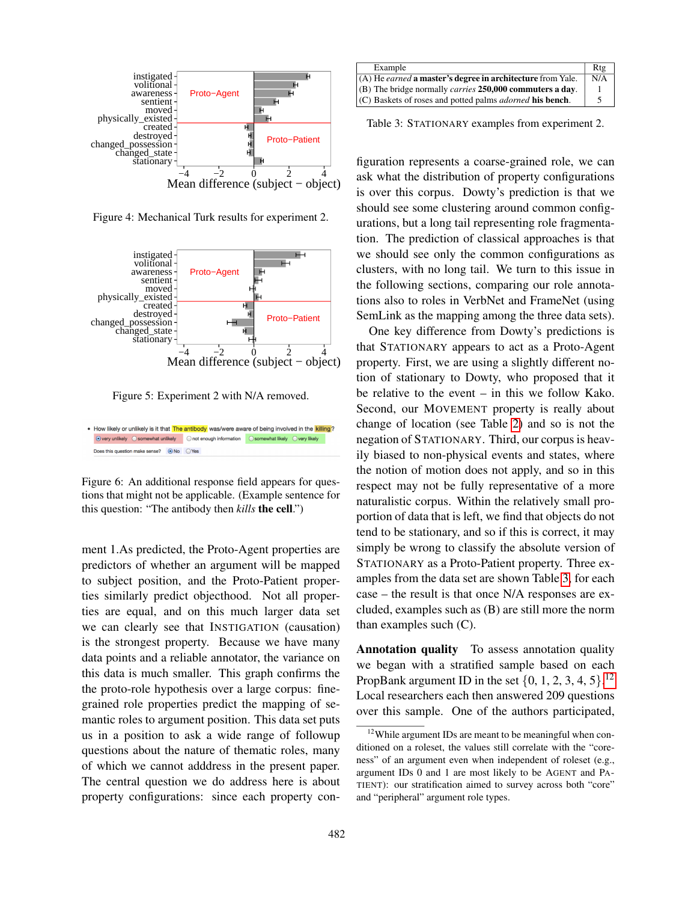Figure 4: Mechanical Turk results for experiment 2.

Figure 5: Experiment 2 with N/A removed.

Figure 6: An additional response field appears for questions that might not be applicable. (Example sentence for this question: "The antibody then *kills* **the cell**.")

ment 1.As predicted, the Proto-Agent properties are predictors of whether an argument will be mapped to subject position, and the Proto-Patient properties similarly predict objecthood. Not all properties are equal, and on this much larger data set we can clearly see that INSTIGATION (causation) is the strongest property. Because we have many data points and a reliable annotator, the variance on this data is much smaller. This graph confirms the the proto-role hypothesis over a large corpus: fine-grained role properties predict the mapping of semantic roles to argument position. This data set puts us in a position to ask a wide range of followup questions about the nature of thematic roles, many of which we cannot adddress in the present paper. The central question we do address here is about property configurations: since each property configuration represents a coarse-grained role, we can ask what the distribution of property configurations is over this corpus. Dowty's prediction is that we should see some clustering around common configurations, but a long tail representing role fragmentation. The prediction of classical approaches is that we should see only the common configurations as clusters, with no long tail. We turn to this issue in the following sections, comparing our role annotations also to roles in VerbNet and FrameNet (using SemLink as the mapping among the three data sets).

| Example | Rtg |
|---|---|
| (A) He *earned* **a master's degree in architecture** from Yale. | N/A |
| (B) The bridge normally *carries* **250,000 commuters a day**. | 1 |
| (C) Baskets of roses and potted palms *adorned* **his bench**. | 5 |

Table 3: STATIONARY examples from experiment 2.

One key difference from Dowty's predictions is that STATIONARY appears to act as a Proto-Agent property. First, we are using a slightly different notion of stationary to Dowty, who proposed that it be relative to the event – in this we follow Kako. Second, our MOVEMENT property is really about change of location (see Table 2) and so is not the negation of STATIONARY. Third, our corpus is heavily biased to non-physical events and states, where the notion of motion does not apply, and so in this respect may not be fully representative of a more naturalistic corpus. Within the relatively small proportion of data that is left, we find that objects do not tend to be stationary, and so if this is correct, it may simply be wrong to classify the absolute version of STATIONARY as a Proto-Patient property. Three examples from the data set are shown Table 3; for each case – the result is that once N/A responses are excluded, examples such as (B) are still more the norm than examples such (C).

**Annotation quality** To assess annotation quality we began with a stratified sample based on each PropBank argument ID in the set $\{0, 1, 2, 3, 4, 5\}$.[12] Local researchers each then answered 209 questions over this sample. One of the authors participated,

[12] While argument IDs are meant to be meaningful when conditioned on a roleset, the values still correlate with the "coreness" of an argument even when independent of roleset (e.g., argument IDs 0 and 1 are most likely to be AGENT and PATIENT): our stratification aimed to survey across both "core" and "peripheral" argument role types.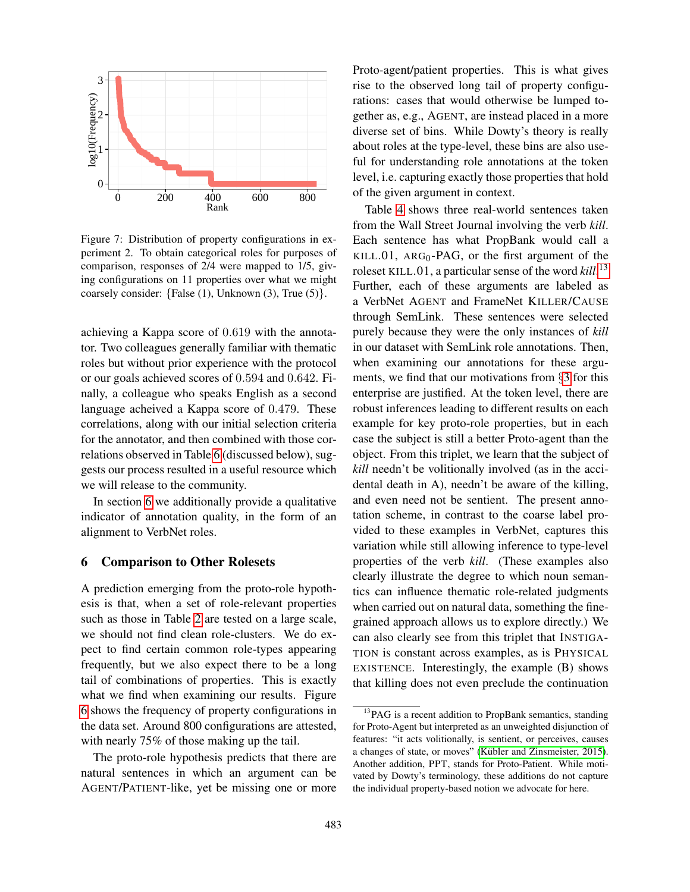Figure 7: Distribution of property configurations in experiment 2. To obtain categorical roles for purposes of comparison, responses of 2/4 were mapped to 1/5, giving configurations on 11 properties over what we might coarsely consider: {False (1), Unknown (3), True (5)}.

achieving a Kappa score of 0.619 with the annotator. Two colleagues generally familiar with thematic roles but without prior experience with the protocol or our goals achieved scores of 0.594 and 0.642. Finally, a colleague who speaks English as a second language acheived a Kappa score of 0.479. These correlations, along with our initial selection criteria for the annotator, and then combined with those correlations observed in Table 6 (discussed below), suggests our process resulted in a useful resource which we will release to the community.

In section 6 we additionally provide a qualitative indicator of annotation quality, in the form of an alignment to VerbNet roles.

## 6 Comparison to Other Rolesets

A prediction emerging from the proto-role hypothesis is that, when a set of role-relevant properties such as those in Table 2 are tested on a large scale, we should not find clean role-clusters. We do expect to find certain common role-types appearing frequently, but we also expect there to be a long tail of combinations of properties. This is exactly what we find when examining our results. Figure 6 shows the frequency of property configurations in the data set. Around 800 configurations are attested, with nearly 75% of those making up the tail.

The proto-role hypothesis predicts that there are natural sentences in which an argument can be AGENT/PATIENT-like, yet be missing one or more Proto-agent/patient properties. This is what gives rise to the observed long tail of property configurations: cases that would otherwise be lumped together as, e.g., AGENT, are instead placed in a more diverse set of bins. While Dowty's theory is really about roles at the type-level, these bins are also useful for understanding role annotations at the token level, i.e. capturing exactly those properties that hold of the given argument in context.

Table 4 shows three real-world sentences taken from the Wall Street Journal involving the verb *kill*. Each sentence has what PropBank would call a KILL.01, $ARG_0$-PAG, or the first argument of the roleset KILL.01, a particular sense of the word *kill*.[13] Further, each of these arguments are labeled as a VerbNet AGENT and FrameNet KILLER/CAUSE through SemLink. These sentences were selected purely because they were the only instances of *kill* in our dataset with SemLink role annotations. Then, when examining our annotations for these arguments, we find that our motivations from §3 for this enterprise are justified. At the token level, there are robust inferences leading to different results on each example for key proto-role properties, but in each case the subject is still a better Proto-agent than the object. From this triplet, we learn that the subject of *kill* needn't be volitionally involved (as in the accidental death in A), needn't be aware of the killing, and even need not be sentient. The present annotation scheme, in contrast to the coarse label provided to these examples in VerbNet, captures this variation while still allowing inference to type-level properties of the verb *kill*. (These examples also clearly illustrate the degree to which noun semantics can influence thematic role-related judgments when carried out on natural data, something the fine-grained approach allows us to explore directly.) We can also clearly see from this triplet that INSTIGATION is constant across examples, as is PHYSICAL EXISTENCE. Interestingly, the example (B) shows that killing does not even preclude the continuation

[13] PAG is a recent addition to PropBank semantics, standing for Proto-Agent but interpreted as an unweighted disjunction of features: "it acts volitionally, is sentient, or perceives, causes a changes of state, or moves" (Kübler and Zinsmeister, 2015). Another addition, PPT, stands for Proto-Patient. While motivated by Dowty's terminology, these additions do not capture the individual property-based notion we advocate for here.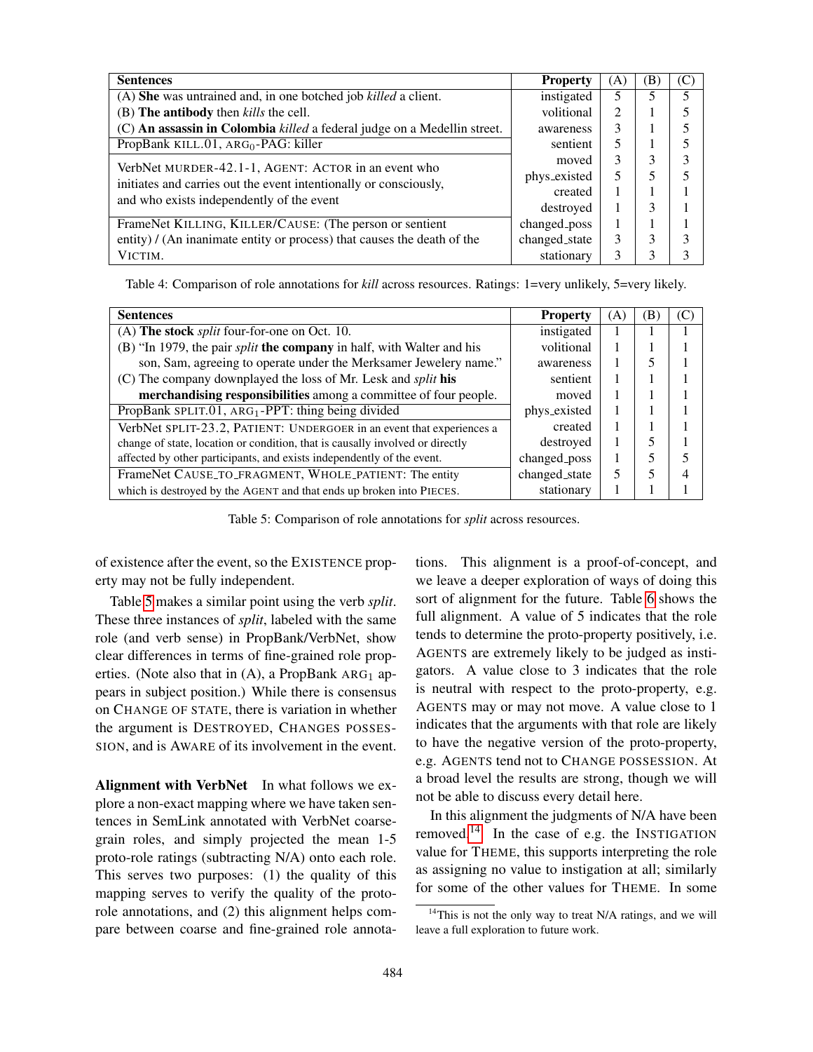| Sentences | Property | (A) | (B) | (C) |
|---|---|---|---|---|
| (A) **She** was untrained and, in one botched job *killed* a client. | instigated | 5 | 5 | 5 |
| (B) **The antibody** then *kills* the cell. | volitional | 2 | 1 | 5 |
| (C) **An assassin in Colombia** *killed* a federal judge on a Medellin street. | awareness | 3 | 1 | 5 |
| PropBank KILL.01, $\text{ARG}_0$-PAG: killer | sentient | 5 | 1 | 5 |
| VerbNet MURDER-42.1-1, AGENT: ACTOR in an event who initiates and carries out the event intentionally or consciously, and who exists independently of the event | moved | 3 | 3 | 3 |
| | phys_existed | 5 | 5 | 5 |
| | created | 1 | 1 | 1 |
| | destroyed | 1 | 3 | 1 |
| FrameNet KILLING, KILLER/CAUSE: (The person or sentient entity) / (An inanimate entity or process) that causes the death of the VICTIM. | changed_poss | 1 | 1 | 1 |
| | changed_state | 3 | 3 | 3 |
| | stationary | 3 | 3 | 3 |

Table 4: Comparison of role annotations for *kill* across resources. Ratings: 1=very unlikely, 5=very likely.

| Sentences | Property | (A) | (B) | (C) |
|---|---|---|---|---|
| (A) **The stock** *split* four-for-one on Oct. 10. | instigated | 1 | 1 | 1 |
| (B) "In 1979, the pair *split* **the company** in half, with Walter and his son, Sam, agreeing to operate under the Merksamer Jewelery name." | volitional | 1 | 1 | 1 |
| | awareness | 1 | 5 | 1 |
| (C) The company downplayed the loss of Mr. Lesk and *split* **his merchandising responsibilities** among a committee of four people. | sentient | 1 | 1 | 1 |
| | moved | 1 | 1 | 1 |
| PropBank SPLIT.01, $\text{ARG}_1$-PPT: thing being divided | phys_existed | 1 | 1 | 1 |
| VerbNet SPLIT-23.2, PATIENT: UNDERGOER in an event that experiences a change of state, location or condition, that is causally involved or directly affected by other participants, and exists independently of the event. | created | 1 | 1 | 1 |
| | destroyed | 1 | 5 | 1 |
| | changed_poss | 1 | 5 | 5 |
| FrameNet CAUSE_TO_FRAGMENT, WHOLE_PATIENT: The entity which is destroyed by the AGENT and that ends up broken into PIECES. | changed_state | 5 | 5 | 4 |
| | stationary | 1 | 1 | 1 |

Table 5: Comparison of role annotations for *split* across resources.

of existence after the event, so the EXISTENCE property may not be fully independent.

Table 5 makes a similar point using the verb *split*. These three instances of *split*, labeled with the same role (and verb sense) in PropBank/VerbNet, show clear differences in terms of fine-grained role properties. (Note also that in (A), a PropBank $\text{ARG}_1$ appears in subject position.) While there is consensus on CHANGE OF STATE, there is variation in whether the argument is DESTROYED, CHANGES POSSESSION, and is AWARE of its involvement in the event.

**Alignment with VerbNet** In what follows we explore a non-exact mapping where we have taken sentences in SemLink annotated with VerbNet coarse-grain roles, and simply projected the mean 1-5 proto-role ratings (subtracting N/A) onto each role. This serves two purposes: (1) the quality of this mapping serves to verify the quality of the proto-role annotations, and (2) this alignment helps compare between coarse and fine-grained role annotations. This alignment is a proof-of-concept, and we leave a deeper exploration of ways of doing this sort of alignment for the future. Table 6 shows the full alignment. A value of 5 indicates that the role tends to determine the proto-property positively, i.e. AGENTS are extremely likely to be judged as instigators. A value close to 3 indicates that the role is neutral with respect to the proto-property, e.g. AGENTS may or may not move. A value close to 1 indicates that the arguments with that role are likely to have the negative version of the proto-property, e.g. AGENTS tend not to CHANGE POSSESSION. At a broad level the results are strong, though we will not be able to discuss every detail here.

In this alignment the judgments of N/A have been removed.[14] In the case of e.g. the INSTIGATION value for THEME, this supports interpreting the role as assigning no value to instigation at all; similarly for some of the other values for THEME. In some

[14]This is not the only way to treat N/A ratings, and we will leave a full exploration to future work.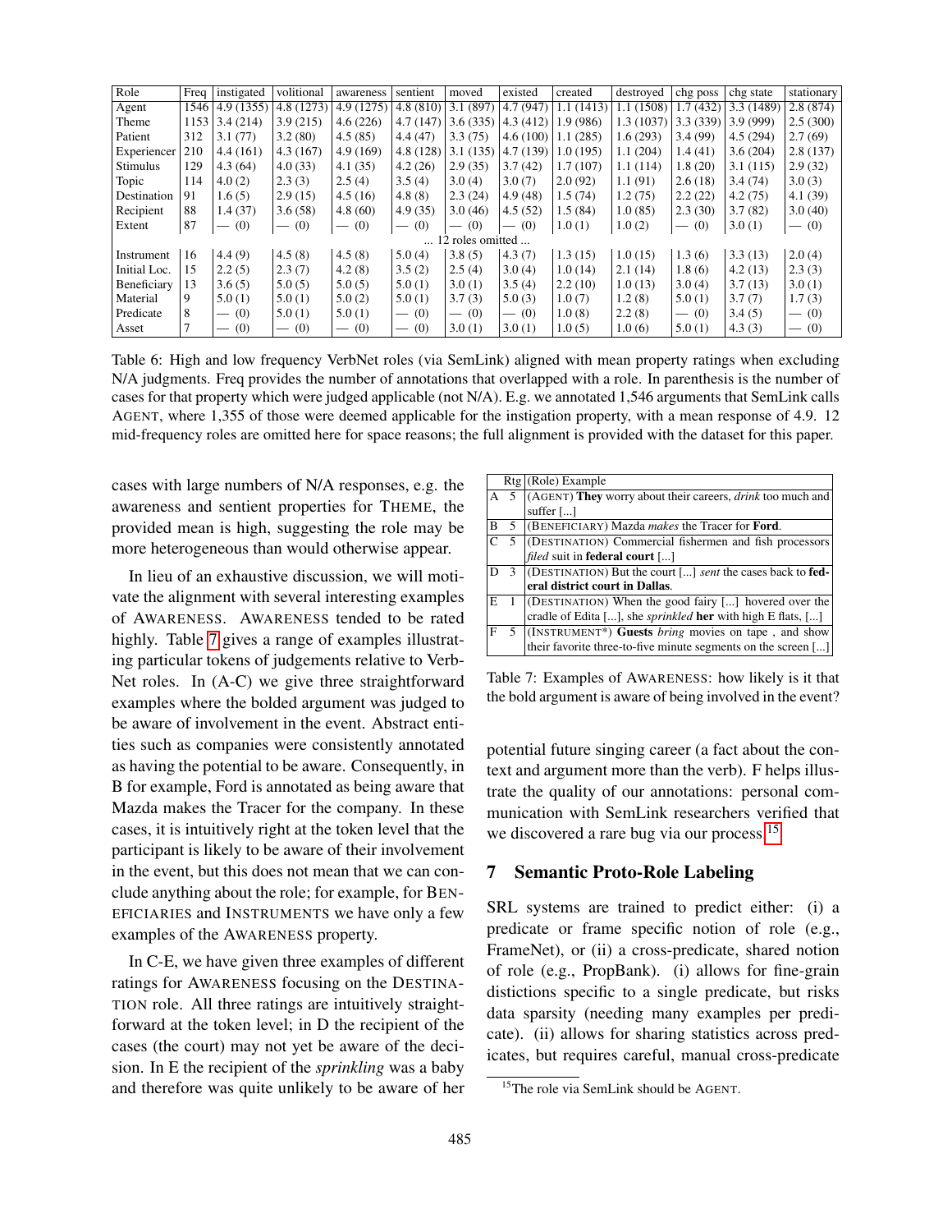| Role | Freq | instigated | volitional | awareness | sentient | moved | existed | created | destroyed | chg poss | chg state | stationary |
|---|---|---|---|---|---|---|---|---|---|---|---|---|
| Agent | 1546 | 4.9 (1355) | 4.8 (1273) | 4.9 (1275) | 4.8 (810) | 3.1 (897) | 4.7 (947) | 1.1 (1413) | 1.1 (1508) | 1.7 (432) | 3.3 (1489) | 2.8 (874) |
| Theme | 1153 | 3.4 (214) | 3.9 (215) | 4.6 (226) | 4.7 (147) | 3.6 (335) | 4.3 (412) | 1.9 (986) | 1.3 (1037) | 3.3 (339) | 3.9 (999) | 2.5 (300) |
| Patient | 312 | 3.1 (77) | 3.2 (80) | 4.5 (85) | 4.4 (47) | 3.3 (75) | 4.6 (100) | 1.1 (285) | 1.6 (293) | 3.4 (99) | 4.5 (294) | 2.7 (69) |
| Experiencer | 210 | 4.4 (161) | 4.3 (167) | 4.9 (169) | 4.8 (128) | 3.1 (135) | 4.7 (139) | 1.0 (195) | 1.1 (204) | 1.4 (41) | 3.6 (204) | 2.8 (137) |
| Stimulus | 129 | 4.3 (64) | 4.0 (33) | 4.1 (35) | 4.2 (26) | 2.9 (35) | 3.7 (42) | 1.7 (107) | 1.1 (114) | 1.8 (20) | 3.1 (115) | 2.9 (32) |
| Topic | 114 | 4.0 (2) | 2.3 (3) | 2.5 (4) | 3.5 (4) | 3.0 (4) | 3.0 (7) | 2.0 (92) | 1.1 (91) | 2.6 (18) | 3.4 (74) | 3.0 (3) |
| Destination | 91 | 1.6 (5) | 2.9 (15) | 4.5 (16) | 4.8 (8) | 2.3 (24) | 4.9 (48) | 1.5 (74) | 1.2 (75) | 2.2 (22) | 4.2 (75) | 4.1 (39) |
| Recipient | 88 | 1.4 (37) | 3.6 (58) | 4.8 (60) | 4.9 (35) | 3.0 (46) | 4.5 (52) | 1.5 (84) | 1.0 (85) | 2.3 (30) | 3.7 (82) | 3.0 (40) |
| Extent | 87 | — (0) | — (0) | — (0) | — (0) | — (0) | — (0) | 1.0 (1) | 1.0 (2) | — (0) | 3.0 (1) | — (0) |
| ... 12 roles omitted ... | | | | | | | | | | | | |
| Instrument | 16 | 4.4 (9) | 4.5 (8) | 4.5 (8) | 5.0 (4) | 3.8 (5) | 4.3 (7) | 1.3 (15) | 1.0 (15) | 1.3 (6) | 3.3 (13) | 2.0 (4) |
| Initial Loc. | 15 | 2.2 (5) | 2.3 (7) | 4.2 (8) | 3.5 (2) | 2.5 (4) | 3.0 (4) | 1.0 (14) | 2.1 (14) | 1.8 (6) | 4.2 (13) | 2.3 (3) |
| Beneficiary | 13 | 3.6 (5) | 5.0 (5) | 5.0 (5) | 5.0 (1) | 3.0 (1) | 3.5 (4) | 2.2 (10) | 1.0 (13) | 3.0 (4) | 3.7 (13) | 3.0 (1) |
| Material | 9 | 5.0 (1) | 5.0 (1) | 5.0 (2) | 5.0 (1) | 3.7 (3) | 5.0 (3) | 1.0 (7) | 1.2 (8) | 5.0 (1) | 3.7 (7) | 1.7 (3) |
| Predicate | 8 | — (0) | 5.0 (1) | 5.0 (1) | — (0) | — (0) | — (0) | 1.0 (8) | 2.2 (8) | — (0) | 3.4 (5) | — (0) |
| Asset | 7 | — (0) | — (0) | — (0) | — (0) | 3.0 (1) | 3.0 (1) | 1.0 (5) | 1.0 (6) | 5.0 (1) | 4.3 (3) | — (0) |

Table 6: High and low frequency VerbNet roles (via SemLink) aligned with mean property ratings when excluding N/A judgments. Freq provides the number of annotations that overlapped with a role. In parenthesis is the number of cases for that property which were judged applicable (not N/A). E.g. we annotated 1,546 arguments that SemLink calls AGENT, where 1,355 of those were deemed applicable for the instigation property, with a mean response of 4.9. 12 mid-frequency roles are omitted here for space reasons; the full alignment is provided with the dataset for this paper.

cases with large numbers of N/A responses, e.g. the awareness and sentient properties for THEME, the provided mean is high, suggesting the role may be more heterogeneous than would otherwise appear.

In lieu of an exhaustive discussion, we will motivate the alignment with several interesting examples of AWARENESS. AWARENESS tended to be rated highly. Table 7 gives a range of examples illustrating particular tokens of judgements relative to VerbNet roles. In (A-C) we give three straightforward examples where the bolded argument was judged to be aware of involvement in the event. Abstract entities such as companies were consistently annotated as having the potential to be aware. Consequently, in B for example, Ford is annotated as being aware that Mazda makes the Tracer for the company. In these cases, it is intuitively right at the token level that the participant is likely to be aware of their involvement in the event, but this does not mean that we can conclude anything about the role; for example, for BENEFICIARIES and INSTRUMENTS we have only a few examples of the AWARENESS property.

In C-E, we have given three examples of different ratings for AWARENESS focusing on the DESTINATION role. All three ratings are intuitively straightforward at the token level; in D the recipient of the cases (the court) may not yet be aware of the decision. In E the recipient of the *sprinkling* was a baby and therefore was quite unlikely to be aware of her

| | Rtg | (Role) Example |
|---|---|---|
| A | 5 | (AGENT) **They** worry about their careers, *drink* too much and suffer [...] |
| B | 5 | (BENEFICIARY) Mazda *makes* the Tracer for **Ford**. |
| C | 5 | (DESTINATION) Commercial fishermen and fish processors *filed* suit in **federal court** [...] |
| D | 3 | (DESTINATION) But the court [...] *sent* the cases back to **federal district court in Dallas**. |
| E | 1 | (DESTINATION) When the good fairy [...] hovered over the cradle of Edita [...], she *sprinkled* **her** with high E flats, [...] |
| F | 5 | (INSTRUMENT*) **Guests** *bring* movies on tape , and show their favorite three-to-five minute segments on the screen [...] |

Table 7: Examples of AWARENESS: how likely is it that the bold argument is aware of being involved in the event?

potential future singing career (a fact about the context and argument more than the verb). F helps illustrate the quality of our annotations: personal communication with SemLink researchers verified that we discovered a rare bug via our process.[15]

## 7 Semantic Proto-Role Labeling

SRL systems are trained to predict either: (i) a predicate or frame specific notion of role (e.g., FrameNet), or (ii) a cross-predicate, shared notion of role (e.g., PropBank). (i) allows for fine-grain distictions specific to a single predicate, but risks data sparsity (needing many examples per predicate). (ii) allows for sharing statistics across predicates, but requires careful, manual cross-predicate

[15] The role via SemLink should be AGENT.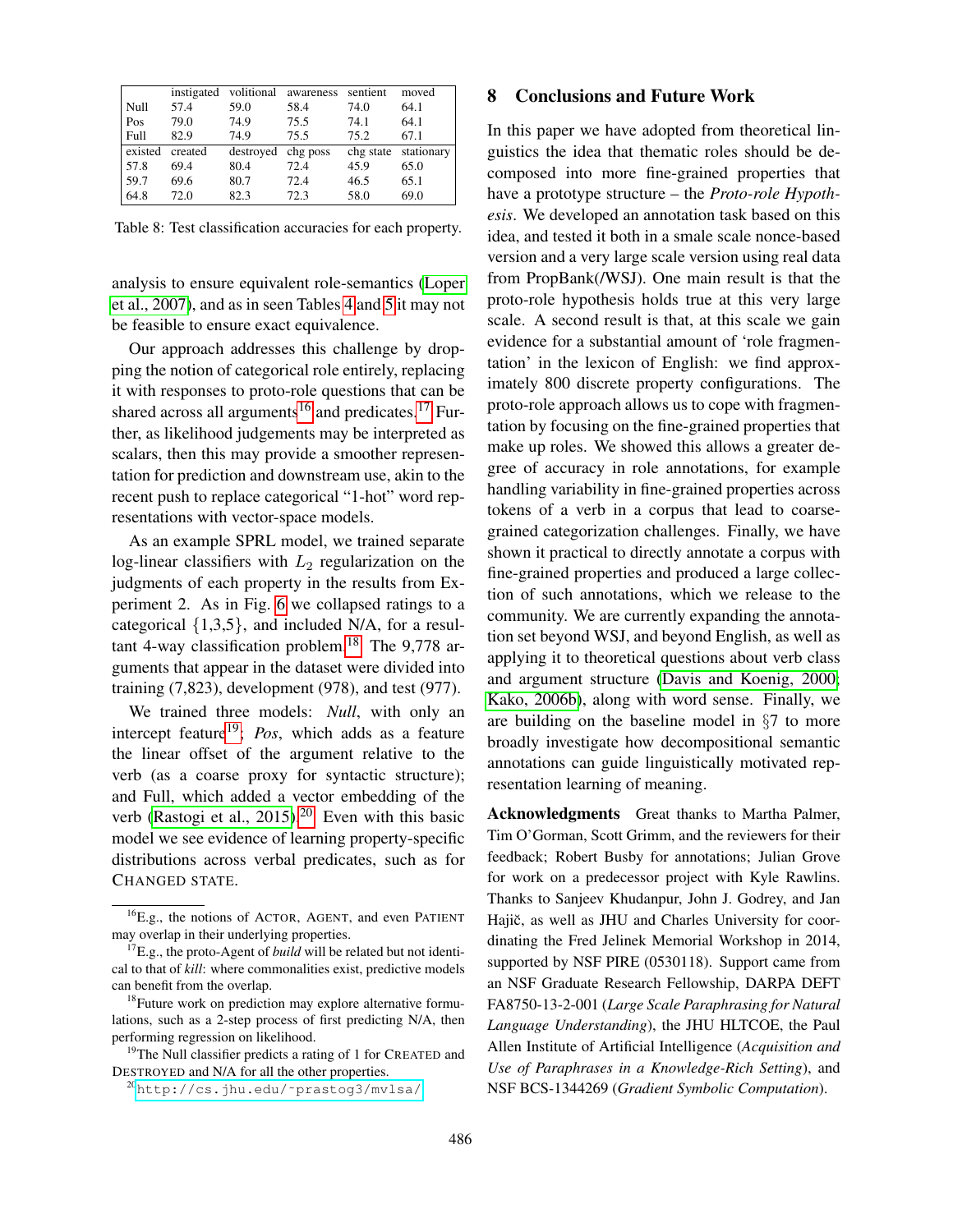|  | instigated | volitional | awareness | sentient | moved |
|---|---|---|---|---|---|
| Null | 57.4 | 59.0 | 58.4 | 74.0 | 64.1 |
| Pos | 79.0 | 74.9 | 75.5 | 74.1 | 64.1 |
| Full | 82.9 | 74.9 | 75.5 | 75.2 | 67.1 |
| existed | created | destroyed | chg poss | chg state | stationary |
| 57.8 | 69.4 | 80.4 | 72.4 | 45.9 | 65.0 |
| 59.7 | 69.6 | 80.7 | 72.4 | 46.5 | 65.1 |
| 64.8 | 72.0 | 82.3 | 72.3 | 58.0 | 69.0 |

Table 8: Test classification accuracies for each property.

analysis to ensure equivalent role-semantics (Loper et al., 2007), and as in seen Tables 4 and 5 it may not be feasible to ensure exact equivalence.

Our approach addresses this challenge by dropping the notion of categorical role entirely, replacing it with responses to proto-role questions that can be shared across all arguments[16] and predicates.[17] Further, as likelihood judgements may be interpreted as scalars, then this may provide a smoother representation for prediction and downstream use, akin to the recent push to replace categorical "1-hot" word representations with vector-space models.

As an example SPRL model, we trained separate log-linear classifiers with $L_2$ regularization on the judgments of each property in the results from Experiment 2. As in Fig. 6 we collapsed ratings to a categorical {1,3,5}, and included N/A, for a resultant 4-way classification problem.[18] The 9,778 arguments that appear in the dataset were divided into training (7,823), development (978), and test (977).

We trained three models: *Null*, with only an intercept feature[19]; *Pos*, which adds as a feature the linear offset of the argument relative to the verb (as a coarse proxy for syntactic structure); and Full, which added a vector embedding of the verb (Rastogi et al., 2015).[20] Even with this basic model we see evidence of learning property-specific distributions across verbal predicates, such as for CHANGED STATE.

[16] E.g., the notions of ACTOR, AGENT, and even PATIENT may overlap in their underlying properties.

[17] E.g., the proto-Agent of *build* will be related but not identical to that of *kill*: where commonalities exist, predictive models can benefit from the overlap.

[18] Future work on prediction may explore alternative formulations, such as a 2-step process of first predicting N/A, then performing regression on likelihood.

[19] The Null classifier predicts a rating of 1 for CREATED and DESTROYED and N/A for all the other properties.

[20] http://cs.jhu.edu/~prastog3/mvlsa/

## 8 Conclusions and Future Work

In this paper we have adopted from theoretical linguistics the idea that thematic roles should be decomposed into more fine-grained properties that have a prototype structure – the *Proto-role Hypothesis*. We developed an annotation task based on this idea, and tested it both in a smale scale nonce-based version and a very large scale version using real data from PropBank(/WSJ). One main result is that the proto-role hypothesis holds true at this very large scale. A second result is that, at this scale we gain evidence for a substantial amount of 'role fragmentation' in the lexicon of English: we find approximately 800 discrete property configurations. The proto-role approach allows us to cope with fragmentation by focusing on the fine-grained properties that make up roles. We showed this allows a greater degree of accuracy in role annotations, for example handling variability in fine-grained properties across tokens of a verb in a corpus that lead to coarse-grained categorization challenges. Finally, we have shown it practical to directly annotate a corpus with fine-grained properties and produced a large collection of such annotations, which we release to the community. We are currently expanding the annotation set beyond WSJ, and beyond English, as well as applying it to theoretical questions about verb class and argument structure (Davis and Koenig, 2000; Kako, 2006b), along with word sense. Finally, we are building on the baseline model in §7 to more broadly investigate how decompositional semantic annotations can guide linguistically motivated representation learning of meaning.

**Acknowledgments** Great thanks to Martha Palmer, Tim O'Gorman, Scott Grimm, and the reviewers for their feedback; Robert Busby for annotations; Julian Grove for work on a predecessor project with Kyle Rawlins. Thanks to Sanjeev Khudanpur, John J. Godrey, and Jan Hajič, as well as JHU and Charles University for coordinating the Fred Jelinek Memorial Workshop in 2014, supported by NSF PIRE (0530118). Support came from an NSF Graduate Research Fellowship, DARPA DEFT FA8750-13-2-001 (*Large Scale Paraphrasing for Natural Language Understanding*), the JHU HLTCOE, the Paul Allen Institute of Artificial Intelligence (*Acquisition and Use of Paraphrases in a Knowledge-Rich Setting*), and NSF BCS-1344269 (*Gradient Symbolic Computation*).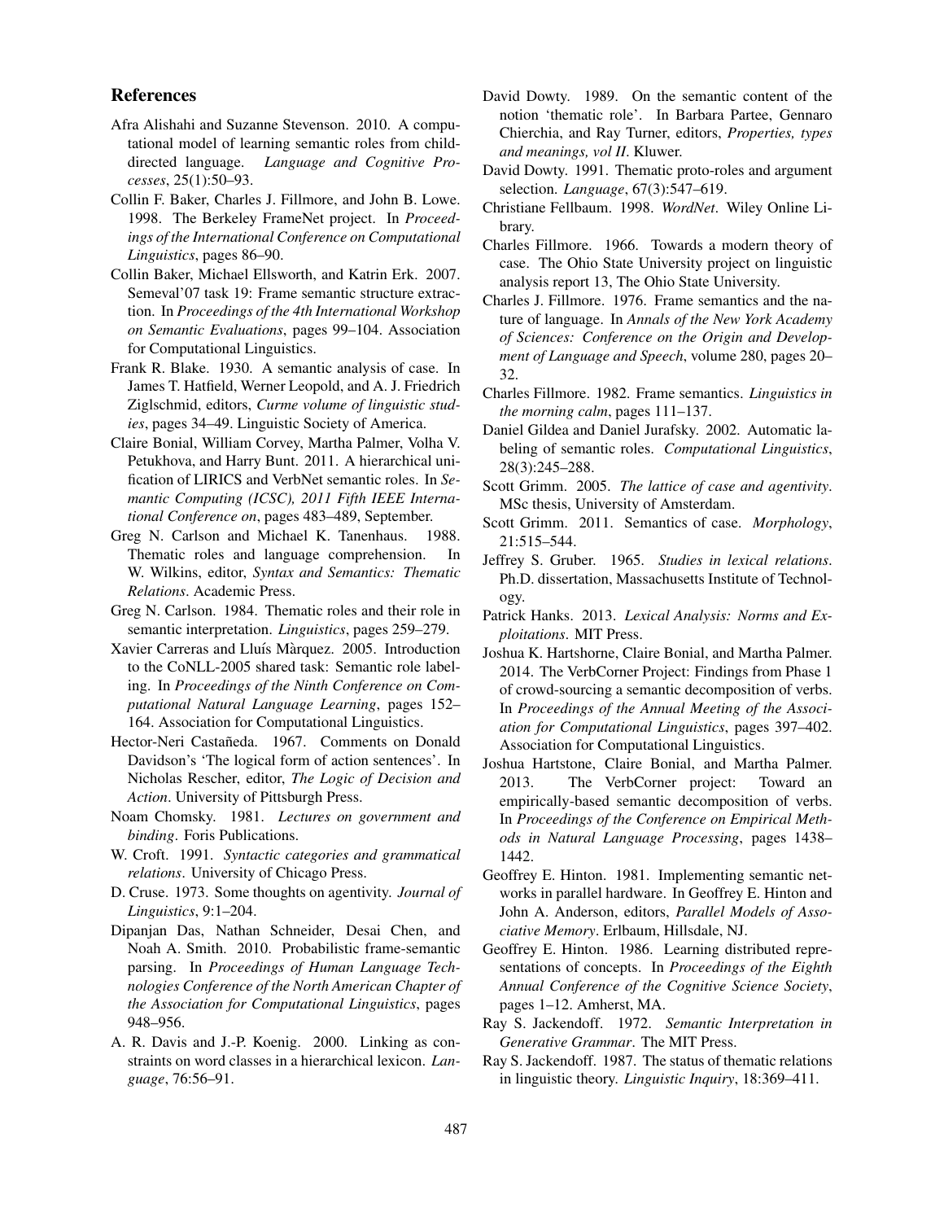## References

Afra Alishahi and Suzanne Stevenson. 2010. A computational model of learning semantic roles from child-directed language. *Language and Cognitive Processes*, 25(1):50–93.

Collin F. Baker, Charles J. Fillmore, and John B. Lowe. 1998. The Berkeley FrameNet project. In *Proceedings of the International Conference on Computational Linguistics*, pages 86–90.

Collin Baker, Michael Ellsworth, and Katrin Erk. 2007. Semeval'07 task 19: Frame semantic structure extraction. In *Proceedings of the 4th International Workshop on Semantic Evaluations*, pages 99–104. Association for Computational Linguistics.

Frank R. Blake. 1930. A semantic analysis of case. In James T. Hatfield, Werner Leopold, and A. J. Friedrich Ziglschmid, editors, *Curme volume of linguistic studies*, pages 34–49. Linguistic Society of America.

Claire Bonial, William Corvey, Martha Palmer, Volha V. Petukhova, and Harry Bunt. 2011. A hierarchical unification of LIRICS and VerbNet semantic roles. In *Semantic Computing (ICSC), 2011 Fifth IEEE International Conference on*, pages 483–489, September.

Greg N. Carlson and Michael K. Tanenhaus. 1988. Thematic roles and language comprehension. In W. Wilkins, editor, *Syntax and Semantics: Thematic Relations*. Academic Press.

Greg N. Carlson. 1984. Thematic roles and their role in semantic interpretation. *Linguistics*, pages 259–279.

Xavier Carreras and Lluís Màrquez. 2005. Introduction to the CoNLL-2005 shared task: Semantic role labeling. In *Proceedings of the Ninth Conference on Computational Natural Language Learning*, pages 152–164. Association for Computational Linguistics.

Hector-Neri Castañeda. 1967. Comments on Donald Davidson's 'The logical form of action sentences'. In Nicholas Rescher, editor, *The Logic of Decision and Action*. University of Pittsburgh Press.

Noam Chomsky. 1981. *Lectures on government and binding*. Foris Publications.

W. Croft. 1991. *Syntactic categories and grammatical relations*. University of Chicago Press.

D. Cruse. 1973. Some thoughts on agentivity. *Journal of Linguistics*, 9:1–204.

Dipanjan Das, Nathan Schneider, Desai Chen, and Noah A. Smith. 2010. Probabilistic frame-semantic parsing. In *Proceedings of Human Language Technologies Conference of the North American Chapter of the Association for Computational Linguistics*, pages 948–956.

A. R. Davis and J.-P. Koenig. 2000. Linking as constraints on word classes in a hierarchical lexicon. *Language*, 76:56–91.

David Dowty. 1989. On the semantic content of the notion 'thematic role'. In Barbara Partee, Gennaro Chierchia, and Ray Turner, editors, *Properties, types and meanings, vol II*. Kluwer.

David Dowty. 1991. Thematic proto-roles and argument selection. *Language*, 67(3):547–619.

Christiane Fellbaum. 1998. *WordNet*. Wiley Online Library.

Charles Fillmore. 1966. Towards a modern theory of case. The Ohio State University project on linguistic analysis report 13, The Ohio State University.

Charles J. Fillmore. 1976. Frame semantics and the nature of language. In *Annals of the New York Academy of Sciences: Conference on the Origin and Development of Language and Speech*, volume 280, pages 20–32.

Charles Fillmore. 1982. Frame semantics. *Linguistics in the morning calm*, pages 111–137.

Daniel Gildea and Daniel Jurafsky. 2002. Automatic labeling of semantic roles. *Computational Linguistics*, 28(3):245–288.

Scott Grimm. 2005. *The lattice of case and agentivity*. MSc thesis, University of Amsterdam.

Scott Grimm. 2011. Semantics of case. *Morphology*, 21:515–544.

Jeffrey S. Gruber. 1965. *Studies in lexical relations*. Ph.D. dissertation, Massachusetts Institute of Technology.

Patrick Hanks. 2013. *Lexical Analysis: Norms and Exploitations*. MIT Press.

Joshua K. Hartshorne, Claire Bonial, and Martha Palmer. 2014. The VerbCorner Project: Findings from Phase 1 of crowd-sourcing a semantic decomposition of verbs. In *Proceedings of the Annual Meeting of the Association for Computational Linguistics*, pages 397–402. Association for Computational Linguistics.

Joshua Hartstone, Claire Bonial, and Martha Palmer. 2013. The VerbCorner project: Toward an empirically-based semantic decomposition of verbs. In *Proceedings of the Conference on Empirical Methods in Natural Language Processing*, pages 1438–1442.

Geoffrey E. Hinton. 1981. Implementing semantic networks in parallel hardware. In Geoffrey E. Hinton and John A. Anderson, editors, *Parallel Models of Associative Memory*. Erlbaum, Hillsdale, NJ.

Geoffrey E. Hinton. 1986. Learning distributed representations of concepts. In *Proceedings of the Eighth Annual Conference of the Cognitive Science Society*, pages 1–12. Amherst, MA.

Ray S. Jackendoff. 1972. *Semantic Interpretation in Generative Grammar*. The MIT Press.

Ray S. Jackendoff. 1987. The status of thematic relations in linguistic theory. *Linguistic Inquiry*, 18:369–411.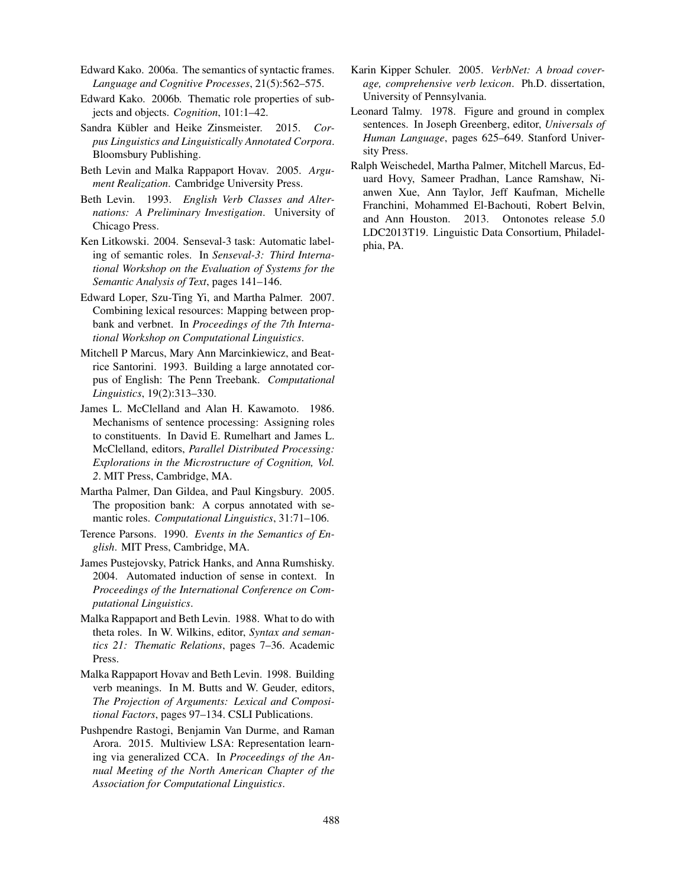Edward Kako. 2006a. The semantics of syntactic frames. *Language and Cognitive Processes*, 21(5):562–575.

Edward Kako. 2006b. Thematic role properties of subjects and objects. *Cognition*, 101:1–42.

Sandra Kübler and Heike Zinsmeister. 2015. *Corpus Linguistics and Linguistically Annotated Corpora*. Bloomsbury Publishing.

Beth Levin and Malka Rappaport Hovav. 2005. *Argument Realization*. Cambridge University Press.

Beth Levin. 1993. *English Verb Classes and Alternations: A Preliminary Investigation*. University of Chicago Press.

Ken Litkowski. 2004. Senseval-3 task: Automatic labeling of semantic roles. In *Senseval-3: Third International Workshop on the Evaluation of Systems for the Semantic Analysis of Text*, pages 141–146.

Edward Loper, Szu-Ting Yi, and Martha Palmer. 2007. Combining lexical resources: Mapping between propbank and verbnet. In *Proceedings of the 7th International Workshop on Computational Linguistics*.

Mitchell P Marcus, Mary Ann Marcinkiewicz, and Beatrice Santorini. 1993. Building a large annotated corpus of English: The Penn Treebank. *Computational Linguistics*, 19(2):313–330.

James L. McClelland and Alan H. Kawamoto. 1986. Mechanisms of sentence processing: Assigning roles to constituents. In David E. Rumelhart and James L. McClelland, editors, *Parallel Distributed Processing: Explorations in the Microstructure of Cognition, Vol. 2*. MIT Press, Cambridge, MA.

Martha Palmer, Dan Gildea, and Paul Kingsbury. 2005. The proposition bank: A corpus annotated with semantic roles. *Computational Linguistics*, 31:71–106.

Terence Parsons. 1990. *Events in the Semantics of English*. MIT Press, Cambridge, MA.

James Pustejovsky, Patrick Hanks, and Anna Rumshisky. 2004. Automated induction of sense in context. In *Proceedings of the International Conference on Computational Linguistics*.

Malka Rappaport and Beth Levin. 1988. What to do with theta roles. In W. Wilkins, editor, *Syntax and semantics 21: Thematic Relations*, pages 7–36. Academic Press.

Malka Rappaport Hovav and Beth Levin. 1998. Building verb meanings. In M. Butts and W. Geuder, editors, *The Projection of Arguments: Lexical and Compositional Factors*, pages 97–134. CSLI Publications.

Pushpendre Rastogi, Benjamin Van Durme, and Raman Arora. 2015. Multiview LSA: Representation learning via generalized CCA. In *Proceedings of the Annual Meeting of the North American Chapter of the Association for Computational Linguistics*.

Karin Kipper Schuler. 2005. *VerbNet: A broad coverage, comprehensive verb lexicon*. Ph.D. dissertation, University of Pennsylvania.

Leonard Talmy. 1978. Figure and ground in complex sentences. In Joseph Greenberg, editor, *Universals of Human Language*, pages 625–649. Stanford University Press.

Ralph Weischedel, Martha Palmer, Mitchell Marcus, Eduard Hovy, Sameer Pradhan, Lance Ramshaw, Nianwen Xue, Ann Taylor, Jeff Kaufman, Michelle Franchini, Mohammed El-Bachouti, Robert Belvin, and Ann Houston. 2013. Ontonotes release 5.0 LDC2013T19. Linguistic Data Consortium, Philadelphia, PA.